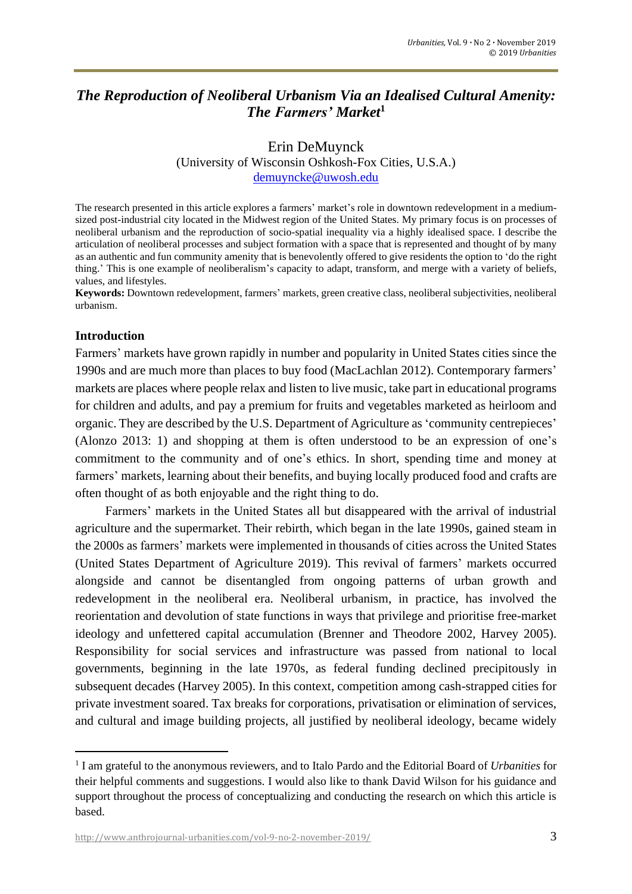# *The Reproduction of Neoliberal Urbanism Via an Idealised Cultural Amenity: The Farmers' Market*[1]

Erin DeMuynck
(University of Wisconsin Oshkosh-Fox Cities, U.S.A.)
demuyncke@uwosh.edu

The research presented in this article explores a farmers' market's role in downtown redevelopment in a medium-sized post-industrial city located in the Midwest region of the United States. My primary focus is on processes of neoliberal urbanism and the reproduction of socio-spatial inequality via a highly idealised space. I describe the articulation of neoliberal processes and subject formation with a space that is represented and thought of by many as an authentic and fun community amenity that is benevolently offered to give residents the option to 'do the right thing.' This is one example of neoliberalism's capacity to adapt, transform, and merge with a variety of beliefs, values, and lifestyles.

**Keywords:** Downtown redevelopment, farmers' markets, green creative class, neoliberal subjectivities, neoliberal urbanism.

## Introduction

Farmers' markets have grown rapidly in number and popularity in United States cities since the 1990s and are much more than places to buy food (MacLachlan 2012). Contemporary farmers' markets are places where people relax and listen to live music, take part in educational programs for children and adults, and pay a premium for fruits and vegetables marketed as heirloom and organic. They are described by the U.S. Department of Agriculture as 'community centrepieces' (Alonzo 2013: 1) and shopping at them is often understood to be an expression of one's commitment to the community and of one's ethics. In short, spending time and money at farmers' markets, learning about their benefits, and buying locally produced food and crafts are often thought of as both enjoyable and the right thing to do.

Farmers' markets in the United States all but disappeared with the arrival of industrial agriculture and the supermarket. Their rebirth, which began in the late 1990s, gained steam in the 2000s as farmers' markets were implemented in thousands of cities across the United States (United States Department of Agriculture 2019). This revival of farmers' markets occurred alongside and cannot be disentangled from ongoing patterns of urban growth and redevelopment in the neoliberal era. Neoliberal urbanism, in practice, has involved the reorientation and devolution of state functions in ways that privilege and prioritise free-market ideology and unfettered capital accumulation (Brenner and Theodore 2002, Harvey 2005). Responsibility for social services and infrastructure was passed from national to local governments, beginning in the late 1970s, as federal funding declined precipitously in subsequent decades (Harvey 2005). In this context, competition among cash-strapped cities for private investment soared. Tax breaks for corporations, privatisation or elimination of services, and cultural and image building projects, all justified by neoliberal ideology, became widely

[1] I am grateful to the anonymous reviewers, and to Italo Pardo and the Editorial Board of *Urbanities* for their helpful comments and suggestions. I would also like to thank David Wilson for his guidance and support throughout the process of conceptualizing and conducting the research on which this article is based.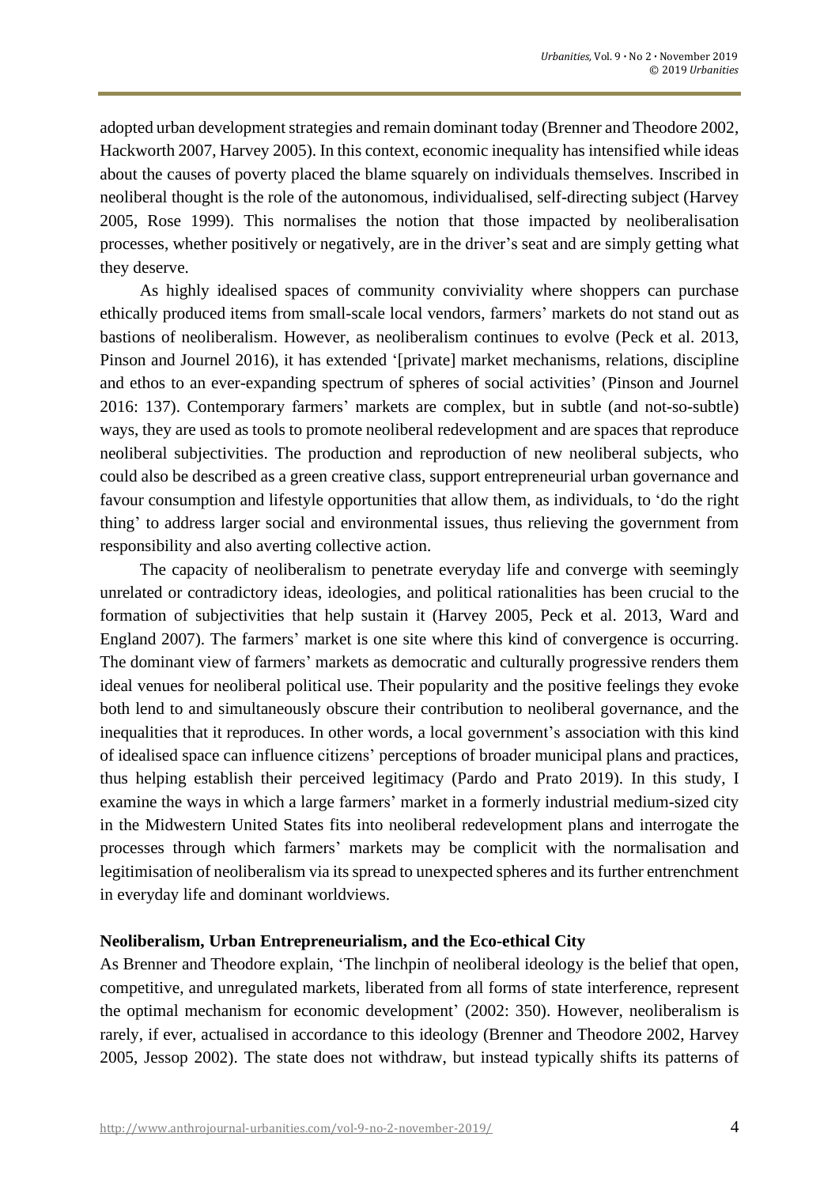adopted urban development strategies and remain dominant today (Brenner and Theodore 2002, Hackworth 2007, Harvey 2005). In this context, economic inequality has intensified while ideas about the causes of poverty placed the blame squarely on individuals themselves. Inscribed in neoliberal thought is the role of the autonomous, individualised, self-directing subject (Harvey 2005, Rose 1999). This normalises the notion that those impacted by neoliberalisation processes, whether positively or negatively, are in the driver's seat and are simply getting what they deserve.

As highly idealised spaces of community conviviality where shoppers can purchase ethically produced items from small-scale local vendors, farmers' markets do not stand out as bastions of neoliberalism. However, as neoliberalism continues to evolve (Peck et al. 2013, Pinson and Journel 2016), it has extended '[private] market mechanisms, relations, discipline and ethos to an ever-expanding spectrum of spheres of social activities' (Pinson and Journel 2016: 137). Contemporary farmers' markets are complex, but in subtle (and not-so-subtle) ways, they are used as tools to promote neoliberal redevelopment and are spaces that reproduce neoliberal subjectivities. The production and reproduction of new neoliberal subjects, who could also be described as a green creative class, support entrepreneurial urban governance and favour consumption and lifestyle opportunities that allow them, as individuals, to 'do the right thing' to address larger social and environmental issues, thus relieving the government from responsibility and also averting collective action.

The capacity of neoliberalism to penetrate everyday life and converge with seemingly unrelated or contradictory ideas, ideologies, and political rationalities has been crucial to the formation of subjectivities that help sustain it (Harvey 2005, Peck et al. 2013, Ward and England 2007). The farmers' market is one site where this kind of convergence is occurring. The dominant view of farmers' markets as democratic and culturally progressive renders them ideal venues for neoliberal political use. Their popularity and the positive feelings they evoke both lend to and simultaneously obscure their contribution to neoliberal governance, and the inequalities that it reproduces. In other words, a local government's association with this kind of idealised space can influence citizens' perceptions of broader municipal plans and practices, thus helping establish their perceived legitimacy (Pardo and Prato 2019). In this study, I examine the ways in which a large farmers' market in a formerly industrial medium-sized city in the Midwestern United States fits into neoliberal redevelopment plans and interrogate the processes through which farmers' markets may be complicit with the normalisation and legitimisation of neoliberalism via its spread to unexpected spheres and its further entrenchment in everyday life and dominant worldviews.

## Neoliberalism, Urban Entrepreneurialism, and the Eco-ethical City

As Brenner and Theodore explain, 'The linchpin of neoliberal ideology is the belief that open, competitive, and unregulated markets, liberated from all forms of state interference, represent the optimal mechanism for economic development' (2002: 350). However, neoliberalism is rarely, if ever, actualised in accordance to this ideology (Brenner and Theodore 2002, Harvey 2005, Jessop 2002). The state does not withdraw, but instead typically shifts its patterns of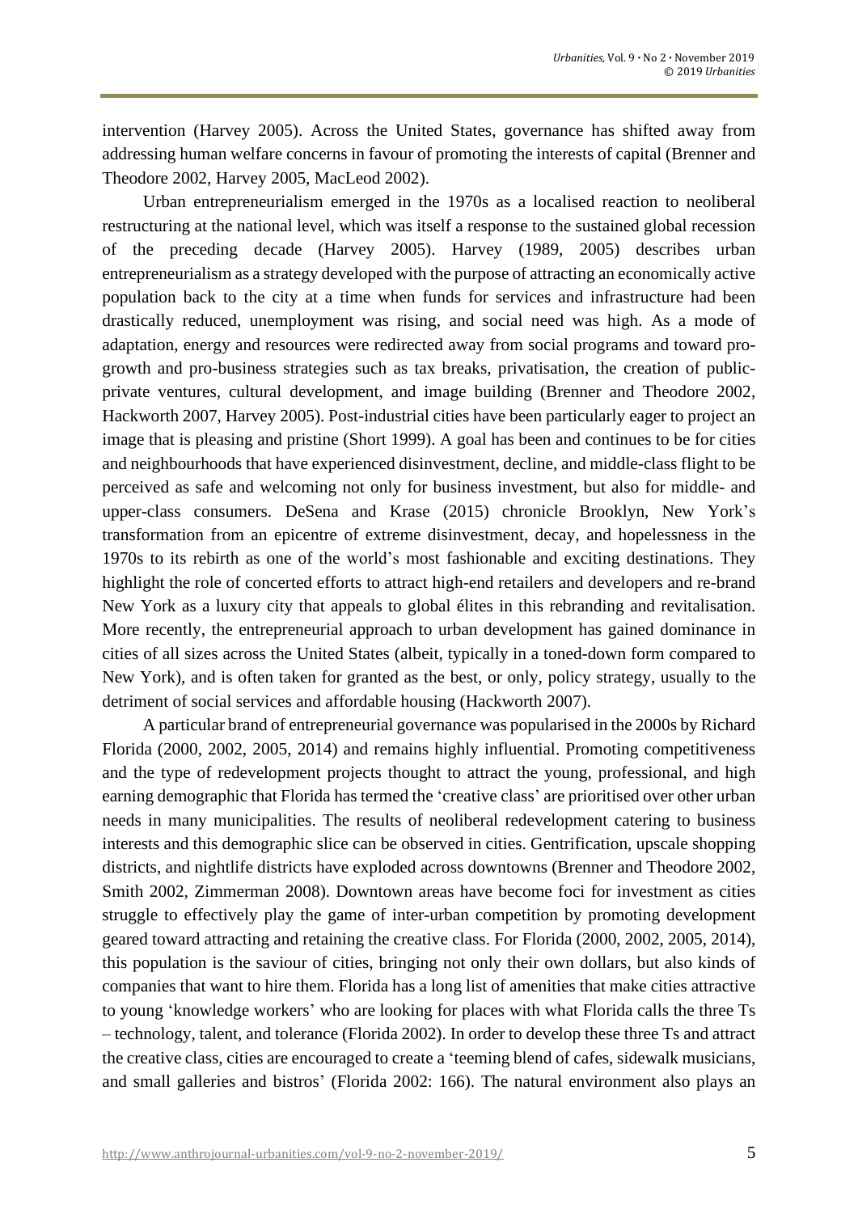intervention (Harvey 2005). Across the United States, governance has shifted away from addressing human welfare concerns in favour of promoting the interests of capital (Brenner and Theodore 2002, Harvey 2005, MacLeod 2002).

Urban entrepreneurialism emerged in the 1970s as a localised reaction to neoliberal restructuring at the national level, which was itself a response to the sustained global recession of the preceding decade (Harvey 2005). Harvey (1989, 2005) describes urban entrepreneurialism as a strategy developed with the purpose of attracting an economically active population back to the city at a time when funds for services and infrastructure had been drastically reduced, unemployment was rising, and social need was high. As a mode of adaptation, energy and resources were redirected away from social programs and toward pro-growth and pro-business strategies such as tax breaks, privatisation, the creation of public-private ventures, cultural development, and image building (Brenner and Theodore 2002, Hackworth 2007, Harvey 2005). Post-industrial cities have been particularly eager to project an image that is pleasing and pristine (Short 1999). A goal has been and continues to be for cities and neighbourhoods that have experienced disinvestment, decline, and middle-class flight to be perceived as safe and welcoming not only for business investment, but also for middle- and upper-class consumers. DeSena and Krase (2015) chronicle Brooklyn, New York's transformation from an epicentre of extreme disinvestment, decay, and hopelessness in the 1970s to its rebirth as one of the world's most fashionable and exciting destinations. They highlight the role of concerted efforts to attract high-end retailers and developers and re-brand New York as a luxury city that appeals to global élites in this rebranding and revitalisation. More recently, the entrepreneurial approach to urban development has gained dominance in cities of all sizes across the United States (albeit, typically in a toned-down form compared to New York), and is often taken for granted as the best, or only, policy strategy, usually to the detriment of social services and affordable housing (Hackworth 2007).

A particular brand of entrepreneurial governance was popularised in the 2000s by Richard Florida (2000, 2002, 2005, 2014) and remains highly influential. Promoting competitiveness and the type of redevelopment projects thought to attract the young, professional, and high earning demographic that Florida has termed the 'creative class' are prioritised over other urban needs in many municipalities. The results of neoliberal redevelopment catering to business interests and this demographic slice can be observed in cities. Gentrification, upscale shopping districts, and nightlife districts have exploded across downtowns (Brenner and Theodore 2002, Smith 2002, Zimmerman 2008). Downtown areas have become foci for investment as cities struggle to effectively play the game of inter-urban competition by promoting development geared toward attracting and retaining the creative class. For Florida (2000, 2002, 2005, 2014), this population is the saviour of cities, bringing not only their own dollars, but also kinds of companies that want to hire them. Florida has a long list of amenities that make cities attractive to young 'knowledge workers' who are looking for places with what Florida calls the three Ts – technology, talent, and tolerance (Florida 2002). In order to develop these three Ts and attract the creative class, cities are encouraged to create a 'teeming blend of cafes, sidewalk musicians, and small galleries and bistros' (Florida 2002: 166). The natural environment also plays an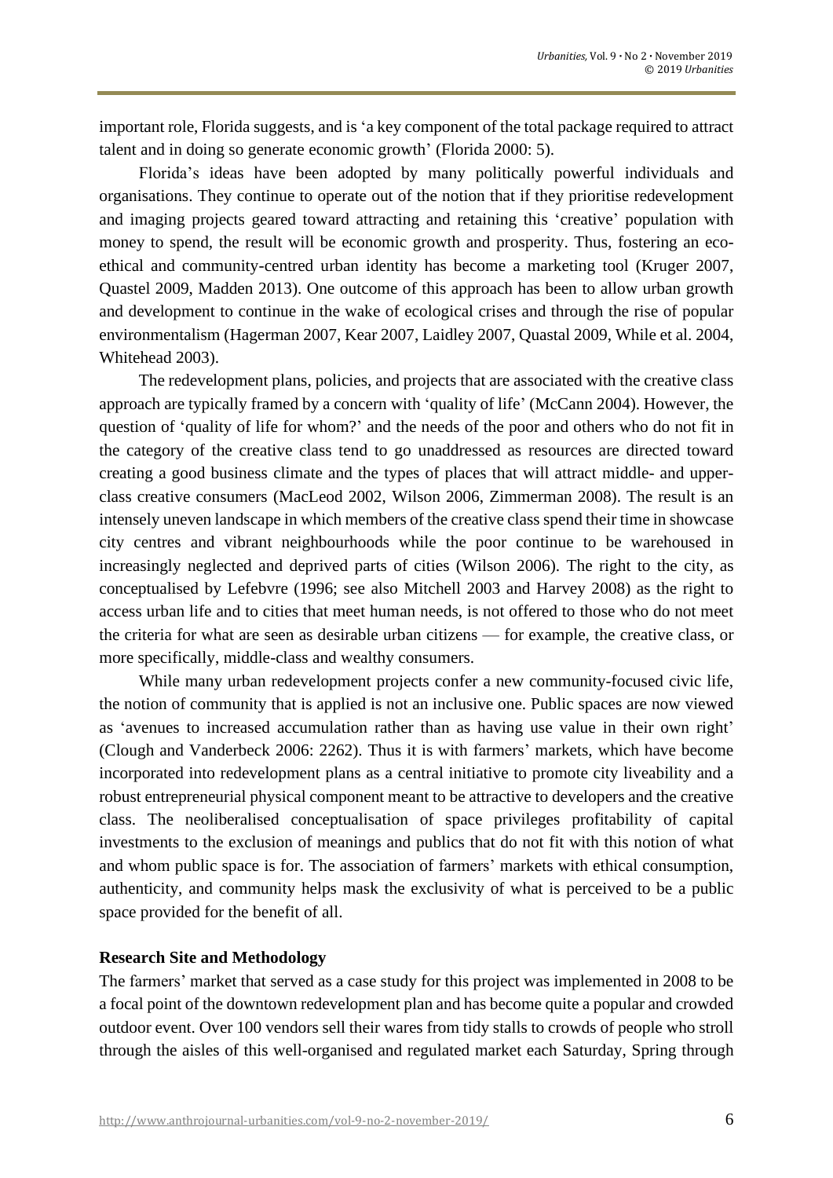important role, Florida suggests, and is 'a key component of the total package required to attract talent and in doing so generate economic growth' (Florida 2000: 5).

Florida's ideas have been adopted by many politically powerful individuals and organisations. They continue to operate out of the notion that if they prioritise redevelopment and imaging projects geared toward attracting and retaining this 'creative' population with money to spend, the result will be economic growth and prosperity. Thus, fostering an eco-ethical and community-centred urban identity has become a marketing tool (Kruger 2007, Quastel 2009, Madden 2013). One outcome of this approach has been to allow urban growth and development to continue in the wake of ecological crises and through the rise of popular environmentalism (Hagerman 2007, Kear 2007, Laidley 2007, Quastal 2009, While et al. 2004, Whitehead 2003).

The redevelopment plans, policies, and projects that are associated with the creative class approach are typically framed by a concern with 'quality of life' (McCann 2004). However, the question of 'quality of life for whom?' and the needs of the poor and others who do not fit in the category of the creative class tend to go unaddressed as resources are directed toward creating a good business climate and the types of places that will attract middle- and upper-class creative consumers (MacLeod 2002, Wilson 2006, Zimmerman 2008). The result is an intensely uneven landscape in which members of the creative class spend their time in showcase city centres and vibrant neighbourhoods while the poor continue to be warehoused in increasingly neglected and deprived parts of cities (Wilson 2006). The right to the city, as conceptualised by Lefebvre (1996; see also Mitchell 2003 and Harvey 2008) as the right to access urban life and to cities that meet human needs, is not offered to those who do not meet the criteria for what are seen as desirable urban citizens — for example, the creative class, or more specifically, middle-class and wealthy consumers.

While many urban redevelopment projects confer a new community-focused civic life, the notion of community that is applied is not an inclusive one. Public spaces are now viewed as 'avenues to increased accumulation rather than as having use value in their own right' (Clough and Vanderbeck 2006: 2262). Thus it is with farmers' markets, which have become incorporated into redevelopment plans as a central initiative to promote city liveability and a robust entrepreneurial physical component meant to be attractive to developers and the creative class. The neoliberalised conceptualisation of space privileges profitability of capital investments to the exclusion of meanings and publics that do not fit with this notion of what and whom public space is for. The association of farmers' markets with ethical consumption, authenticity, and community helps mask the exclusivity of what is perceived to be a public space provided for the benefit of all.

**Research Site and Methodology**

The farmers' market that served as a case study for this project was implemented in 2008 to be a focal point of the downtown redevelopment plan and has become quite a popular and crowded outdoor event. Over 100 vendors sell their wares from tidy stalls to crowds of people who stroll through the aisles of this well-organised and regulated market each Saturday, Spring through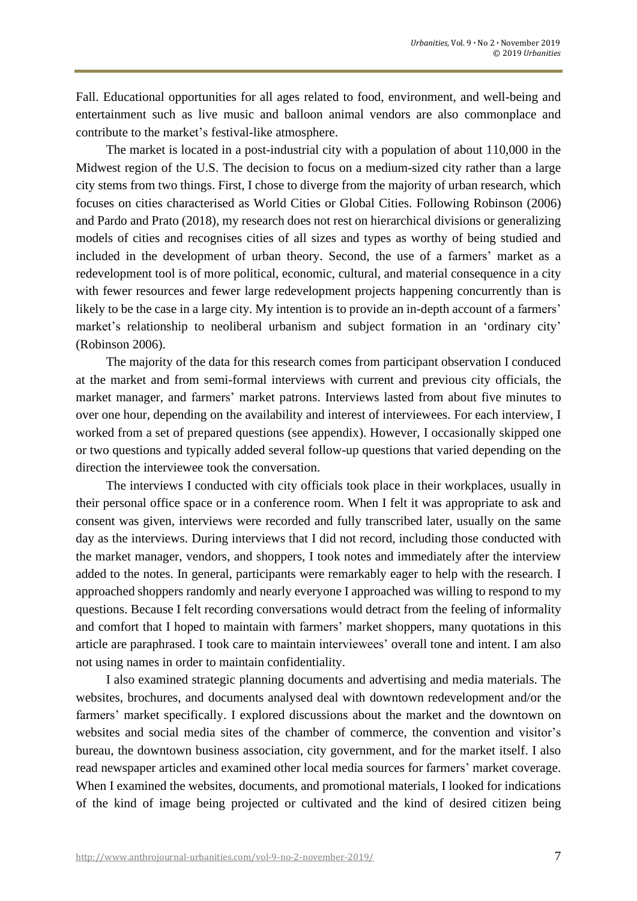Fall. Educational opportunities for all ages related to food, environment, and well-being and entertainment such as live music and balloon animal vendors are also commonplace and contribute to the market's festival-like atmosphere.

The market is located in a post-industrial city with a population of about 110,000 in the Midwest region of the U.S. The decision to focus on a medium-sized city rather than a large city stems from two things. First, I chose to diverge from the majority of urban research, which focuses on cities characterised as World Cities or Global Cities. Following Robinson (2006) and Pardo and Prato (2018), my research does not rest on hierarchical divisions or generalizing models of cities and recognises cities of all sizes and types as worthy of being studied and included in the development of urban theory. Second, the use of a farmers' market as a redevelopment tool is of more political, economic, cultural, and material consequence in a city with fewer resources and fewer large redevelopment projects happening concurrently than is likely to be the case in a large city. My intention is to provide an in-depth account of a farmers' market's relationship to neoliberal urbanism and subject formation in an 'ordinary city' (Robinson 2006).

The majority of the data for this research comes from participant observation I conduced at the market and from semi-formal interviews with current and previous city officials, the market manager, and farmers' market patrons. Interviews lasted from about five minutes to over one hour, depending on the availability and interest of interviewees. For each interview, I worked from a set of prepared questions (see appendix). However, I occasionally skipped one or two questions and typically added several follow-up questions that varied depending on the direction the interviewee took the conversation.

The interviews I conducted with city officials took place in their workplaces, usually in their personal office space or in a conference room. When I felt it was appropriate to ask and consent was given, interviews were recorded and fully transcribed later, usually on the same day as the interviews. During interviews that I did not record, including those conducted with the market manager, vendors, and shoppers, I took notes and immediately after the interview added to the notes. In general, participants were remarkably eager to help with the research. I approached shoppers randomly and nearly everyone I approached was willing to respond to my questions. Because I felt recording conversations would detract from the feeling of informality and comfort that I hoped to maintain with farmers' market shoppers, many quotations in this article are paraphrased. I took care to maintain interviewees' overall tone and intent. I am also not using names in order to maintain confidentiality.

I also examined strategic planning documents and advertising and media materials. The websites, brochures, and documents analysed deal with downtown redevelopment and/or the farmers' market specifically. I explored discussions about the market and the downtown on websites and social media sites of the chamber of commerce, the convention and visitor's bureau, the downtown business association, city government, and for the market itself. I also read newspaper articles and examined other local media sources for farmers' market coverage. When I examined the websites, documents, and promotional materials, I looked for indications of the kind of image being projected or cultivated and the kind of desired citizen being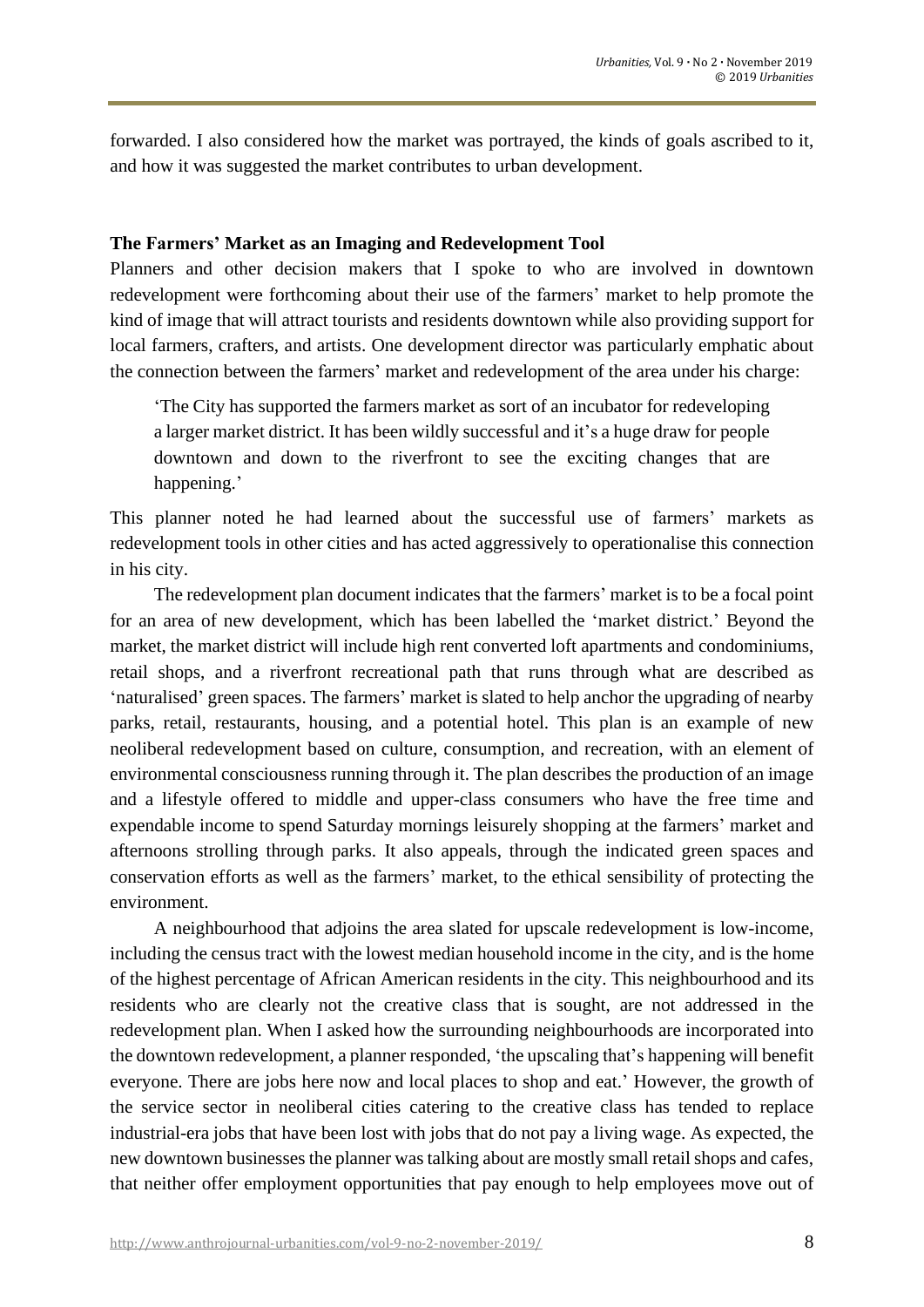forwarded. I also considered how the market was portrayed, the kinds of goals ascribed to it, and how it was suggested the market contributes to urban development.

## The Farmers' Market as an Imaging and Redevelopment Tool

Planners and other decision makers that I spoke to who are involved in downtown redevelopment were forthcoming about their use of the farmers' market to help promote the kind of image that will attract tourists and residents downtown while also providing support for local farmers, crafters, and artists. One development director was particularly emphatic about the connection between the farmers' market and redevelopment of the area under his charge:

> 'The City has supported the farmers market as sort of an incubator for redeveloping a larger market district. It has been wildly successful and it's a huge draw for people downtown and down to the riverfront to see the exciting changes that are happening.'

This planner noted he had learned about the successful use of farmers' markets as redevelopment tools in other cities and has acted aggressively to operationalise this connection in his city.

The redevelopment plan document indicates that the farmers' market is to be a focal point for an area of new development, which has been labelled the 'market district.' Beyond the market, the market district will include high rent converted loft apartments and condominiums, retail shops, and a riverfront recreational path that runs through what are described as 'naturalised' green spaces. The farmers' market is slated to help anchor the upgrading of nearby parks, retail, restaurants, housing, and a potential hotel. This plan is an example of new neoliberal redevelopment based on culture, consumption, and recreation, with an element of environmental consciousness running through it. The plan describes the production of an image and a lifestyle offered to middle and upper-class consumers who have the free time and expendable income to spend Saturday mornings leisurely shopping at the farmers' market and afternoons strolling through parks. It also appeals, through the indicated green spaces and conservation efforts as well as the farmers' market, to the ethical sensibility of protecting the environment.

A neighbourhood that adjoins the area slated for upscale redevelopment is low-income, including the census tract with the lowest median household income in the city, and is the home of the highest percentage of African American residents in the city. This neighbourhood and its residents who are clearly not the creative class that is sought, are not addressed in the redevelopment plan. When I asked how the surrounding neighbourhoods are incorporated into the downtown redevelopment, a planner responded, 'the upscaling that's happening will benefit everyone. There are jobs here now and local places to shop and eat.' However, the growth of the service sector in neoliberal cities catering to the creative class has tended to replace industrial-era jobs that have been lost with jobs that do not pay a living wage. As expected, the new downtown businesses the planner was talking about are mostly small retail shops and cafes, that neither offer employment opportunities that pay enough to help employees move out of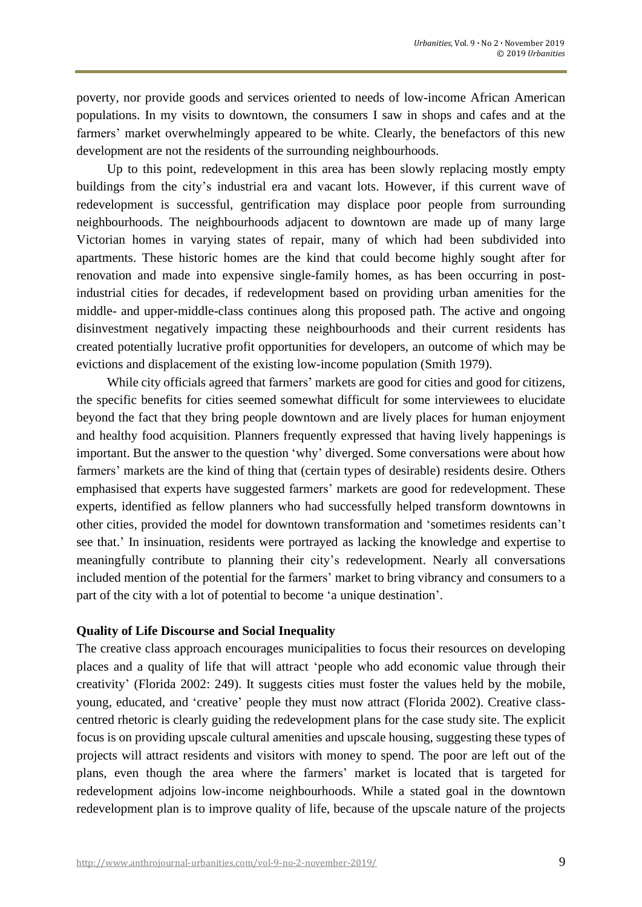poverty, nor provide goods and services oriented to needs of low-income African American populations. In my visits to downtown, the consumers I saw in shops and cafes and at the farmers' market overwhelmingly appeared to be white. Clearly, the benefactors of this new development are not the residents of the surrounding neighbourhoods.

Up to this point, redevelopment in this area has been slowly replacing mostly empty buildings from the city's industrial era and vacant lots. However, if this current wave of redevelopment is successful, gentrification may displace poor people from surrounding neighbourhoods. The neighbourhoods adjacent to downtown are made up of many large Victorian homes in varying states of repair, many of which had been subdivided into apartments. These historic homes are the kind that could become highly sought after for renovation and made into expensive single-family homes, as has been occurring in post-industrial cities for decades, if redevelopment based on providing urban amenities for the middle- and upper-middle-class continues along this proposed path. The active and ongoing disinvestment negatively impacting these neighbourhoods and their current residents has created potentially lucrative profit opportunities for developers, an outcome of which may be evictions and displacement of the existing low-income population (Smith 1979).

While city officials agreed that farmers' markets are good for cities and good for citizens, the specific benefits for cities seemed somewhat difficult for some interviewees to elucidate beyond the fact that they bring people downtown and are lively places for human enjoyment and healthy food acquisition. Planners frequently expressed that having lively happenings is important. But the answer to the question 'why' diverged. Some conversations were about how farmers' markets are the kind of thing that (certain types of desirable) residents desire. Others emphasised that experts have suggested farmers' markets are good for redevelopment. These experts, identified as fellow planners who had successfully helped transform downtowns in other cities, provided the model for downtown transformation and 'sometimes residents can't see that.' In insinuation, residents were portrayed as lacking the knowledge and expertise to meaningfully contribute to planning their city's redevelopment. Nearly all conversations included mention of the potential for the farmers' market to bring vibrancy and consumers to a part of the city with a lot of potential to become 'a unique destination'.

**Quality of Life Discourse and Social Inequality**

The creative class approach encourages municipalities to focus their resources on developing places and a quality of life that will attract 'people who add economic value through their creativity' (Florida 2002: 249). It suggests cities must foster the values held by the mobile, young, educated, and 'creative' people they must now attract (Florida 2002). Creative class-centred rhetoric is clearly guiding the redevelopment plans for the case study site. The explicit focus is on providing upscale cultural amenities and upscale housing, suggesting these types of projects will attract residents and visitors with money to spend. The poor are left out of the plans, even though the area where the farmers' market is located that is targeted for redevelopment adjoins low-income neighbourhoods. While a stated goal in the downtown redevelopment plan is to improve quality of life, because of the upscale nature of the projects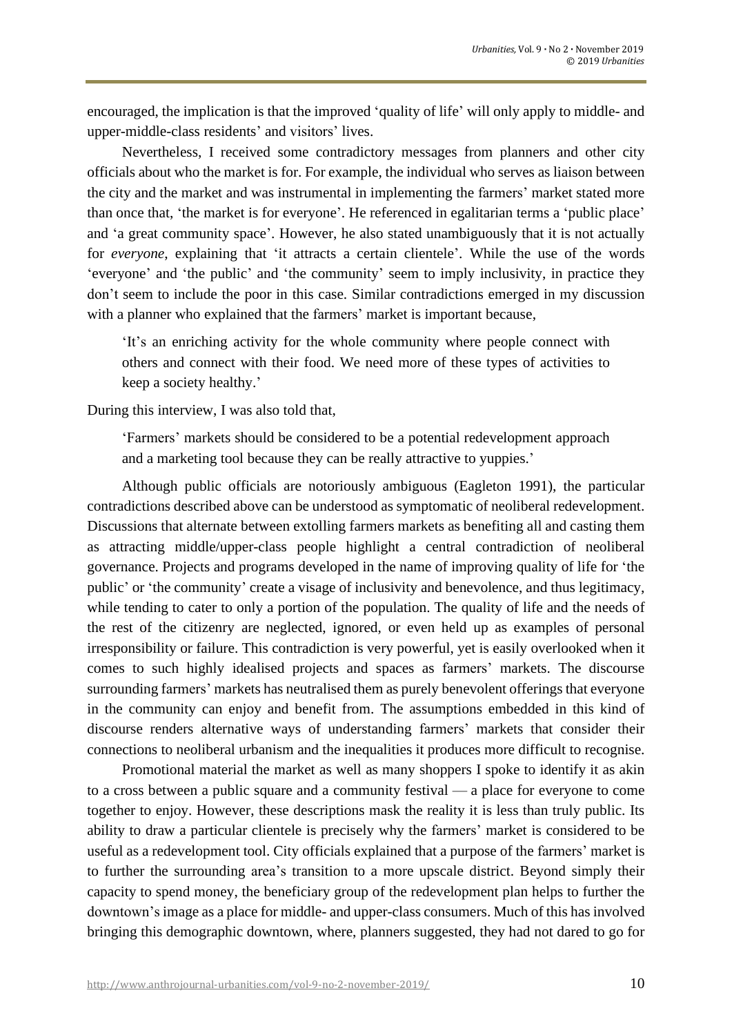encouraged, the implication is that the improved 'quality of life' will only apply to middle- and upper-middle-class residents' and visitors' lives.

Nevertheless, I received some contradictory messages from planners and other city officials about who the market is for. For example, the individual who serves as liaison between the city and the market and was instrumental in implementing the farmers' market stated more than once that, 'the market is for everyone'. He referenced in egalitarian terms a 'public place' and 'a great community space'. However, he also stated unambiguously that it is not actually for *everyone*, explaining that 'it attracts a certain clientele'. While the use of the words 'everyone' and 'the public' and 'the community' seem to imply inclusivity, in practice they don't seem to include the poor in this case. Similar contradictions emerged in my discussion with a planner who explained that the farmers' market is important because,

> 'It's an enriching activity for the whole community where people connect with others and connect with their food. We need more of these types of activities to keep a society healthy.'

During this interview, I was also told that,

> 'Farmers' markets should be considered to be a potential redevelopment approach and a marketing tool because they can be really attractive to yuppies.'

Although public officials are notoriously ambiguous (Eagleton 1991), the particular contradictions described above can be understood as symptomatic of neoliberal redevelopment. Discussions that alternate between extolling farmers markets as benefiting all and casting them as attracting middle/upper-class people highlight a central contradiction of neoliberal governance. Projects and programs developed in the name of improving quality of life for 'the public' or 'the community' create a visage of inclusivity and benevolence, and thus legitimacy, while tending to cater to only a portion of the population. The quality of life and the needs of the rest of the citizenry are neglected, ignored, or even held up as examples of personal irresponsibility or failure. This contradiction is very powerful, yet is easily overlooked when it comes to such highly idealised projects and spaces as farmers' markets. The discourse surrounding farmers' markets has neutralised them as purely benevolent offerings that everyone in the community can enjoy and benefit from. The assumptions embedded in this kind of discourse renders alternative ways of understanding farmers' markets that consider their connections to neoliberal urbanism and the inequalities it produces more difficult to recognise.

Promotional material the market as well as many shoppers I spoke to identify it as akin to a cross between a public square and a community festival — a place for everyone to come together to enjoy. However, these descriptions mask the reality it is less than truly public. Its ability to draw a particular clientele is precisely why the farmers' market is considered to be useful as a redevelopment tool. City officials explained that a purpose of the farmers' market is to further the surrounding area's transition to a more upscale district. Beyond simply their capacity to spend money, the beneficiary group of the redevelopment plan helps to further the downtown's image as a place for middle- and upper-class consumers. Much of this has involved bringing this demographic downtown, where, planners suggested, they had not dared to go for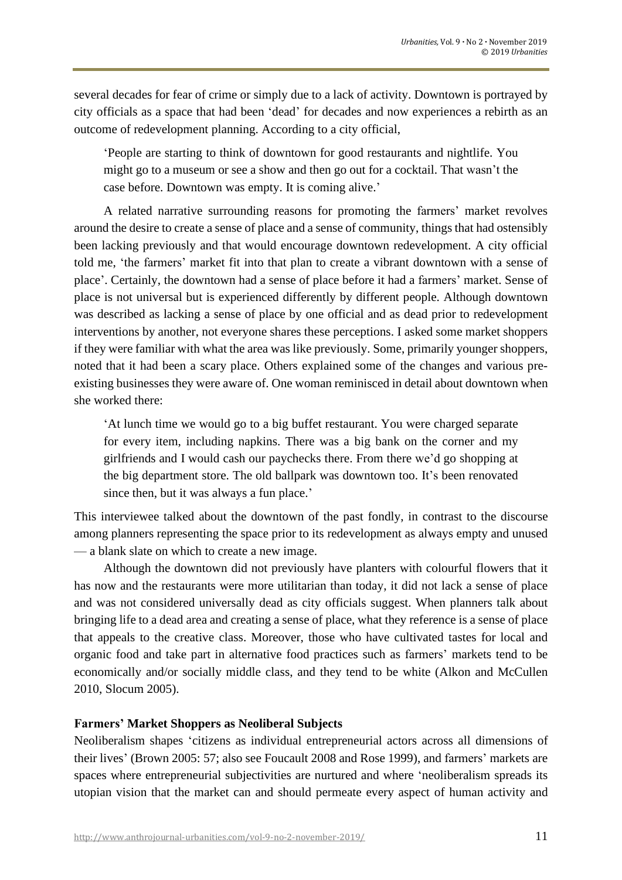several decades for fear of crime or simply due to a lack of activity. Downtown is portrayed by city officials as a space that had been 'dead' for decades and now experiences a rebirth as an outcome of redevelopment planning. According to a city official,

> 'People are starting to think of downtown for good restaurants and nightlife. You might go to a museum or see a show and then go out for a cocktail. That wasn't the case before. Downtown was empty. It is coming alive.'

A related narrative surrounding reasons for promoting the farmers' market revolves around the desire to create a sense of place and a sense of community, things that had ostensibly been lacking previously and that would encourage downtown redevelopment. A city official told me, 'the farmers' market fit into that plan to create a vibrant downtown with a sense of place'. Certainly, the downtown had a sense of place before it had a farmers' market. Sense of place is not universal but is experienced differently by different people. Although downtown was described as lacking a sense of place by one official and as dead prior to redevelopment interventions by another, not everyone shares these perceptions. I asked some market shoppers if they were familiar with what the area was like previously. Some, primarily younger shoppers, noted that it had been a scary place. Others explained some of the changes and various pre-existing businesses they were aware of. One woman reminisced in detail about downtown when she worked there:

> 'At lunch time we would go to a big buffet restaurant. You were charged separate for every item, including napkins. There was a big bank on the corner and my girlfriends and I would cash our paychecks there. From there we'd go shopping at the big department store. The old ballpark was downtown too. It's been renovated since then, but it was always a fun place.'

This interviewee talked about the downtown of the past fondly, in contrast to the discourse among planners representing the space prior to its redevelopment as always empty and unused — a blank slate on which to create a new image.

Although the downtown did not previously have planters with colourful flowers that it has now and the restaurants were more utilitarian than today, it did not lack a sense of place and was not considered universally dead as city officials suggest. When planners talk about bringing life to a dead area and creating a sense of place, what they reference is a sense of place that appeals to the creative class. Moreover, those who have cultivated tastes for local and organic food and take part in alternative food practices such as farmers' markets tend to be economically and/or socially middle class, and they tend to be white (Alkon and McCullen 2010, Slocum 2005).

## Farmers' Market Shoppers as Neoliberal Subjects

Neoliberalism shapes 'citizens as individual entrepreneurial actors across all dimensions of their lives' (Brown 2005: 57; also see Foucault 2008 and Rose 1999), and farmers' markets are spaces where entrepreneurial subjectivities are nurtured and where 'neoliberalism spreads its utopian vision that the market can and should permeate every aspect of human activity and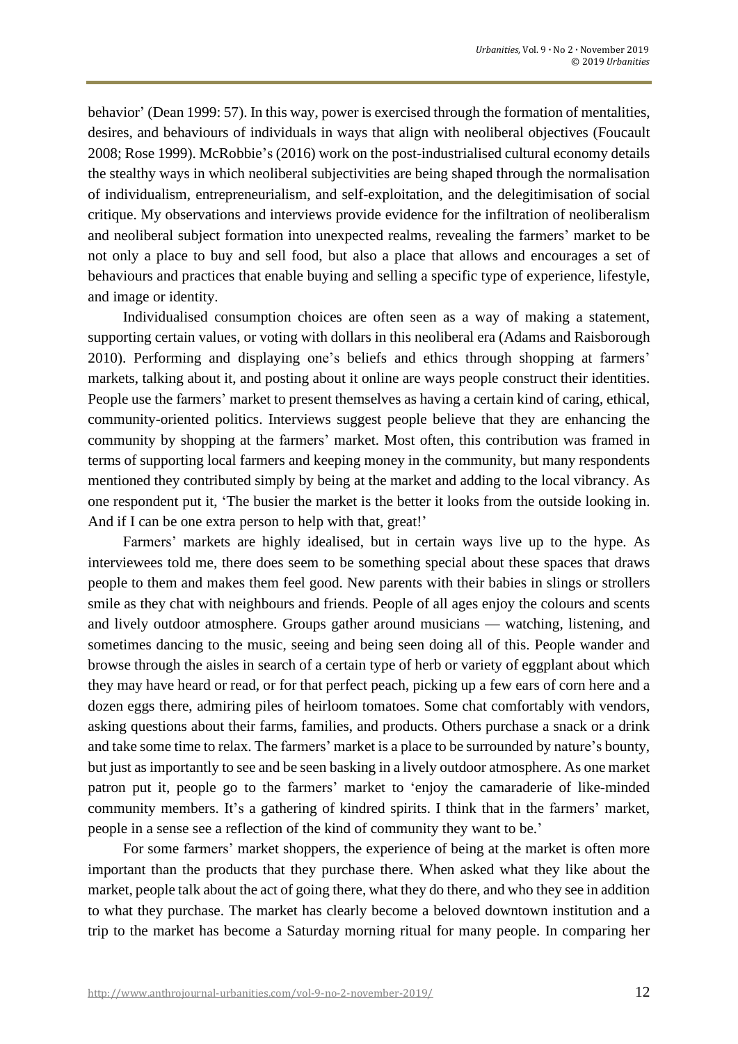behavior' (Dean 1999: 57). In this way, power is exercised through the formation of mentalities, desires, and behaviours of individuals in ways that align with neoliberal objectives (Foucault 2008; Rose 1999). McRobbie's (2016) work on the post-industrialised cultural economy details the stealthy ways in which neoliberal subjectivities are being shaped through the normalisation of individualism, entrepreneurialism, and self-exploitation, and the delegitimisation of social critique. My observations and interviews provide evidence for the infiltration of neoliberalism and neoliberal subject formation into unexpected realms, revealing the farmers' market to be not only a place to buy and sell food, but also a place that allows and encourages a set of behaviours and practices that enable buying and selling a specific type of experience, lifestyle, and image or identity.

Individualised consumption choices are often seen as a way of making a statement, supporting certain values, or voting with dollars in this neoliberal era (Adams and Raisborough 2010). Performing and displaying one's beliefs and ethics through shopping at farmers' markets, talking about it, and posting about it online are ways people construct their identities. People use the farmers' market to present themselves as having a certain kind of caring, ethical, community-oriented politics. Interviews suggest people believe that they are enhancing the community by shopping at the farmers' market. Most often, this contribution was framed in terms of supporting local farmers and keeping money in the community, but many respondents mentioned they contributed simply by being at the market and adding to the local vibrancy. As one respondent put it, 'The busier the market is the better it looks from the outside looking in. And if I can be one extra person to help with that, great!'

Farmers' markets are highly idealised, but in certain ways live up to the hype. As interviewees told me, there does seem to be something special about these spaces that draws people to them and makes them feel good. New parents with their babies in slings or strollers smile as they chat with neighbours and friends. People of all ages enjoy the colours and scents and lively outdoor atmosphere. Groups gather around musicians — watching, listening, and sometimes dancing to the music, seeing and being seen doing all of this. People wander and browse through the aisles in search of a certain type of herb or variety of eggplant about which they may have heard or read, or for that perfect peach, picking up a few ears of corn here and a dozen eggs there, admiring piles of heirloom tomatoes. Some chat comfortably with vendors, asking questions about their farms, families, and products. Others purchase a snack or a drink and take some time to relax. The farmers' market is a place to be surrounded by nature's bounty, but just as importantly to see and be seen basking in a lively outdoor atmosphere. As one market patron put it, people go to the farmers' market to 'enjoy the camaraderie of like-minded community members. It's a gathering of kindred spirits. I think that in the farmers' market, people in a sense see a reflection of the kind of community they want to be.'

For some farmers' market shoppers, the experience of being at the market is often more important than the products that they purchase there. When asked what they like about the market, people talk about the act of going there, what they do there, and who they see in addition to what they purchase. The market has clearly become a beloved downtown institution and a trip to the market has become a Saturday morning ritual for many people. In comparing her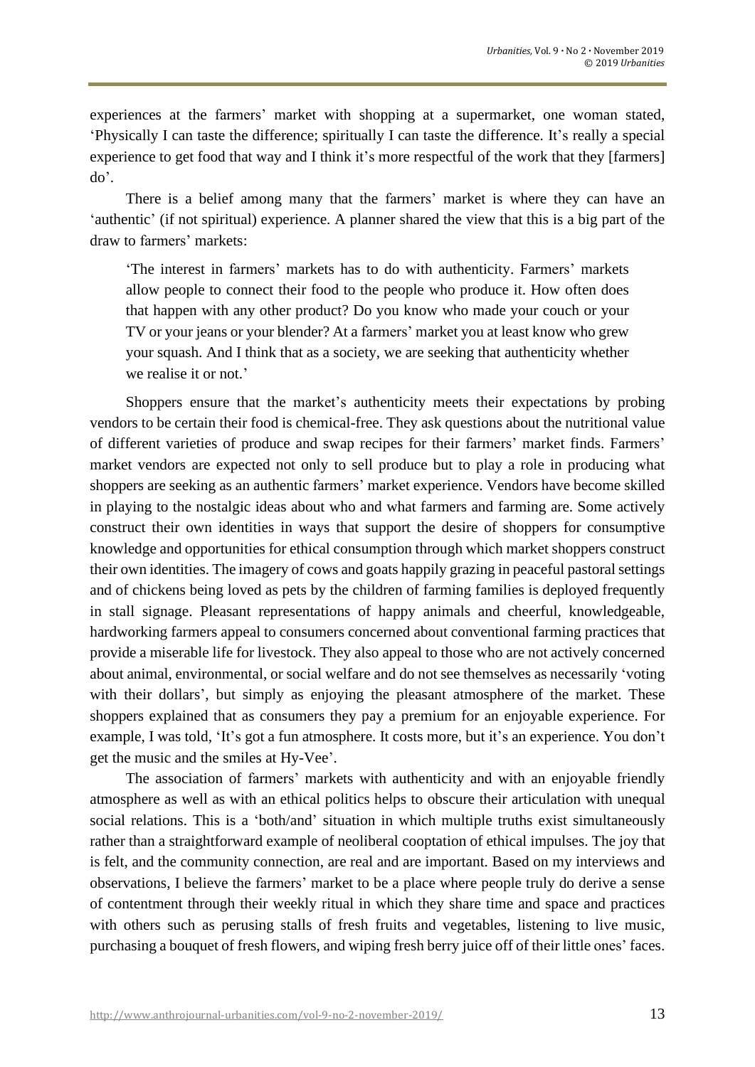experiences at the farmers' market with shopping at a supermarket, one woman stated, 'Physically I can taste the difference; spiritually I can taste the difference. It's really a special experience to get food that way and I think it's more respectful of the work that they [farmers] do'.

There is a belief among many that the farmers' market is where they can have an 'authentic' (if not spiritual) experience. A planner shared the view that this is a big part of the draw to farmers' markets:

> 'The interest in farmers' markets has to do with authenticity. Farmers' markets allow people to connect their food to the people who produce it. How often does that happen with any other product? Do you know who made your couch or your TV or your jeans or your blender? At a farmers' market you at least know who grew your squash. And I think that as a society, we are seeking that authenticity whether we realise it or not.'

Shoppers ensure that the market's authenticity meets their expectations by probing vendors to be certain their food is chemical-free. They ask questions about the nutritional value of different varieties of produce and swap recipes for their farmers' market finds. Farmers' market vendors are expected not only to sell produce but to play a role in producing what shoppers are seeking as an authentic farmers' market experience. Vendors have become skilled in playing to the nostalgic ideas about who and what farmers and farming are. Some actively construct their own identities in ways that support the desire of shoppers for consumptive knowledge and opportunities for ethical consumption through which market shoppers construct their own identities. The imagery of cows and goats happily grazing in peaceful pastoral settings and of chickens being loved as pets by the children of farming families is deployed frequently in stall signage. Pleasant representations of happy animals and cheerful, knowledgeable, hardworking farmers appeal to consumers concerned about conventional farming practices that provide a miserable life for livestock. They also appeal to those who are not actively concerned about animal, environmental, or social welfare and do not see themselves as necessarily 'voting with their dollars', but simply as enjoying the pleasant atmosphere of the market. These shoppers explained that as consumers they pay a premium for an enjoyable experience. For example, I was told, 'It's got a fun atmosphere. It costs more, but it's an experience. You don't get the music and the smiles at Hy-Vee'.

The association of farmers' markets with authenticity and with an enjoyable friendly atmosphere as well as with an ethical politics helps to obscure their articulation with unequal social relations. This is a 'both/and' situation in which multiple truths exist simultaneously rather than a straightforward example of neoliberal cooptation of ethical impulses. The joy that is felt, and the community connection, are real and are important. Based on my interviews and observations, I believe the farmers' market to be a place where people truly do derive a sense of contentment through their weekly ritual in which they share time and space and practices with others such as perusing stalls of fresh fruits and vegetables, listening to live music, purchasing a bouquet of fresh flowers, and wiping fresh berry juice off of their little ones' faces.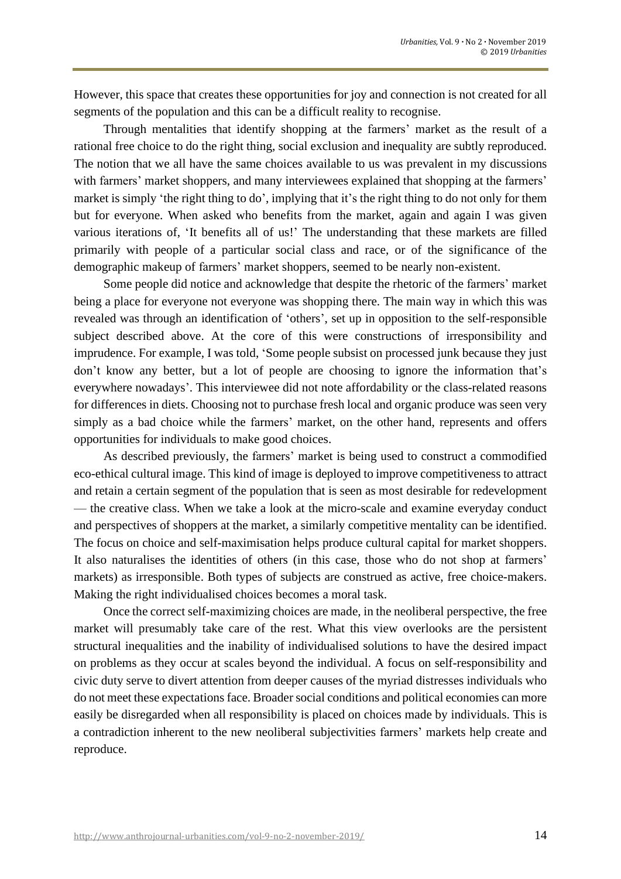However, this space that creates these opportunities for joy and connection is not created for all segments of the population and this can be a difficult reality to recognise.

Through mentalities that identify shopping at the farmers' market as the result of a rational free choice to do the right thing, social exclusion and inequality are subtly reproduced. The notion that we all have the same choices available to us was prevalent in my discussions with farmers' market shoppers, and many interviewees explained that shopping at the farmers' market is simply 'the right thing to do', implying that it's the right thing to do not only for them but for everyone. When asked who benefits from the market, again and again I was given various iterations of, 'It benefits all of us!' The understanding that these markets are filled primarily with people of a particular social class and race, or of the significance of the demographic makeup of farmers' market shoppers, seemed to be nearly non-existent.

Some people did notice and acknowledge that despite the rhetoric of the farmers' market being a place for everyone not everyone was shopping there. The main way in which this was revealed was through an identification of 'others', set up in opposition to the self-responsible subject described above. At the core of this were constructions of irresponsibility and imprudence. For example, I was told, 'Some people subsist on processed junk because they just don't know any better, but a lot of people are choosing to ignore the information that's everywhere nowadays'. This interviewee did not note affordability or the class-related reasons for differences in diets. Choosing not to purchase fresh local and organic produce was seen very simply as a bad choice while the farmers' market, on the other hand, represents and offers opportunities for individuals to make good choices.

As described previously, the farmers' market is being used to construct a commodified eco-ethical cultural image. This kind of image is deployed to improve competitiveness to attract and retain a certain segment of the population that is seen as most desirable for redevelopment — the creative class. When we take a look at the micro-scale and examine everyday conduct and perspectives of shoppers at the market, a similarly competitive mentality can be identified. The focus on choice and self-maximisation helps produce cultural capital for market shoppers. It also naturalises the identities of others (in this case, those who do not shop at farmers' markets) as irresponsible. Both types of subjects are construed as active, free choice-makers. Making the right individualised choices becomes a moral task.

Once the correct self-maximizing choices are made, in the neoliberal perspective, the free market will presumably take care of the rest. What this view overlooks are the persistent structural inequalities and the inability of individualised solutions to have the desired impact on problems as they occur at scales beyond the individual. A focus on self-responsibility and civic duty serve to divert attention from deeper causes of the myriad distresses individuals who do not meet these expectations face. Broader social conditions and political economies can more easily be disregarded when all responsibility is placed on choices made by individuals. This is a contradiction inherent to the new neoliberal subjectivities farmers' markets help create and reproduce.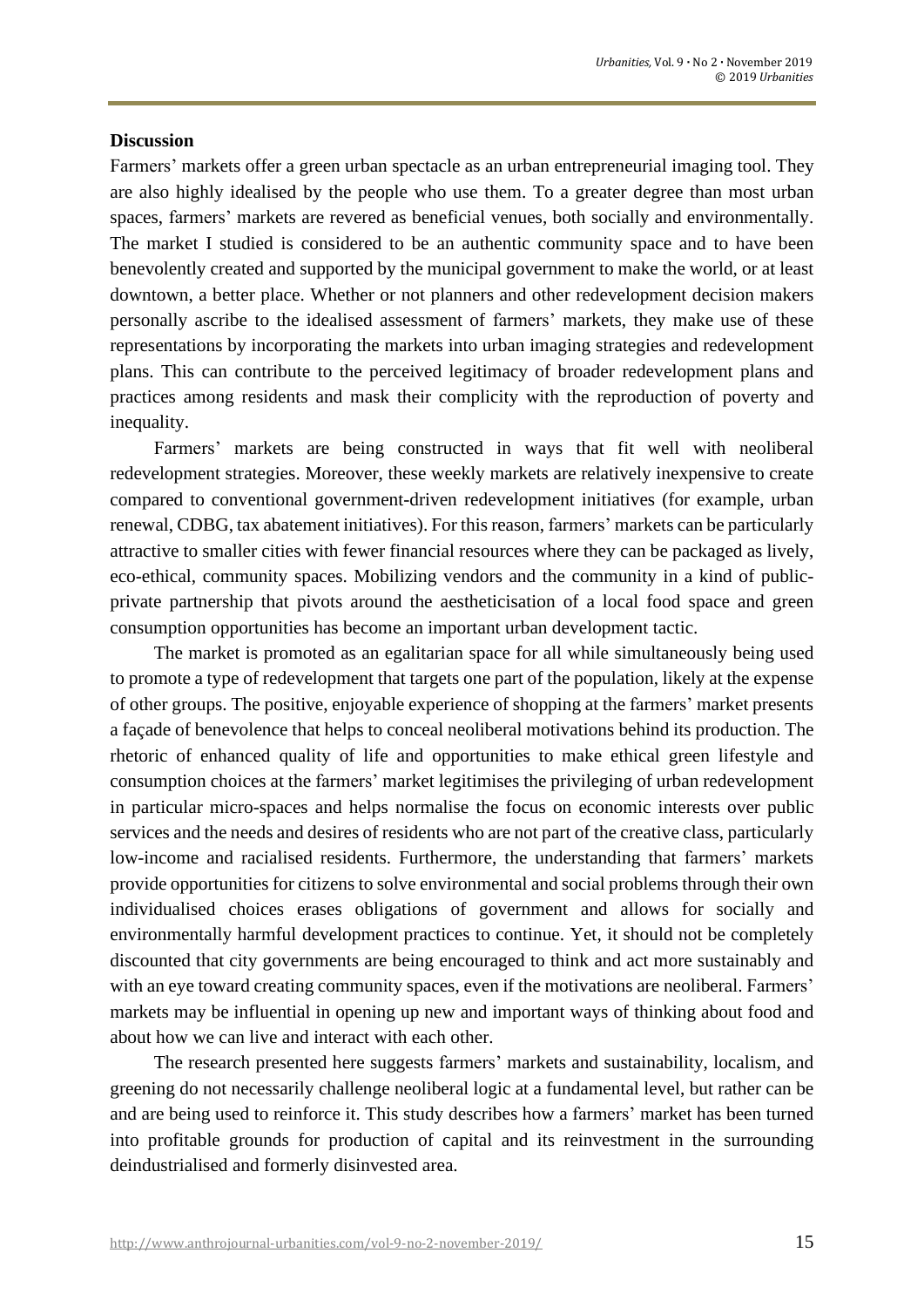**Discussion**

Farmers' markets offer a green urban spectacle as an urban entrepreneurial imaging tool. They are also highly idealised by the people who use them. To a greater degree than most urban spaces, farmers' markets are revered as beneficial venues, both socially and environmentally. The market I studied is considered to be an authentic community space and to have been benevolently created and supported by the municipal government to make the world, or at least downtown, a better place. Whether or not planners and other redevelopment decision makers personally ascribe to the idealised assessment of farmers' markets, they make use of these representations by incorporating the markets into urban imaging strategies and redevelopment plans. This can contribute to the perceived legitimacy of broader redevelopment plans and practices among residents and mask their complicity with the reproduction of poverty and inequality.

Farmers' markets are being constructed in ways that fit well with neoliberal redevelopment strategies. Moreover, these weekly markets are relatively inexpensive to create compared to conventional government-driven redevelopment initiatives (for example, urban renewal, CDBG, tax abatement initiatives). For this reason, farmers' markets can be particularly attractive to smaller cities with fewer financial resources where they can be packaged as lively, eco-ethical, community spaces. Mobilizing vendors and the community in a kind of public-private partnership that pivots around the aestheticisation of a local food space and green consumption opportunities has become an important urban development tactic.

The market is promoted as an egalitarian space for all while simultaneously being used to promote a type of redevelopment that targets one part of the population, likely at the expense of other groups. The positive, enjoyable experience of shopping at the farmers' market presents a façade of benevolence that helps to conceal neoliberal motivations behind its production. The rhetoric of enhanced quality of life and opportunities to make ethical green lifestyle and consumption choices at the farmers' market legitimises the privileging of urban redevelopment in particular micro-spaces and helps normalise the focus on economic interests over public services and the needs and desires of residents who are not part of the creative class, particularly low-income and racialised residents. Furthermore, the understanding that farmers' markets provide opportunities for citizens to solve environmental and social problems through their own individualised choices erases obligations of government and allows for socially and environmentally harmful development practices to continue. Yet, it should not be completely discounted that city governments are being encouraged to think and act more sustainably and with an eye toward creating community spaces, even if the motivations are neoliberal. Farmers' markets may be influential in opening up new and important ways of thinking about food and about how we can live and interact with each other.

The research presented here suggests farmers' markets and sustainability, localism, and greening do not necessarily challenge neoliberal logic at a fundamental level, but rather can be and are being used to reinforce it. This study describes how a farmers' market has been turned into profitable grounds for production of capital and its reinvestment in the surrounding deindustrialised and formerly disinvested area.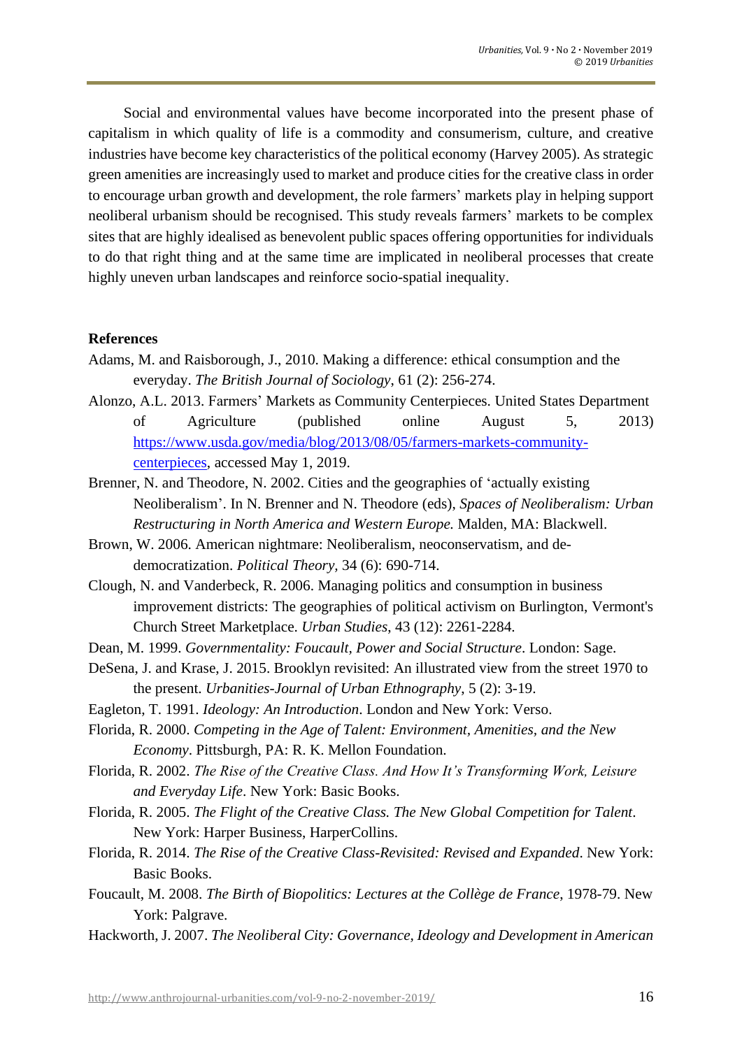Social and environmental values have become incorporated into the present phase of capitalism in which quality of life is a commodity and consumerism, culture, and creative industries have become key characteristics of the political economy (Harvey 2005). As strategic green amenities are increasingly used to market and produce cities for the creative class in order to encourage urban growth and development, the role farmers' markets play in helping support neoliberal urbanism should be recognised. This study reveals farmers' markets to be complex sites that are highly idealised as benevolent public spaces offering opportunities for individuals to do that right thing and at the same time are implicated in neoliberal processes that create highly uneven urban landscapes and reinforce socio-spatial inequality.

**References**

Adams, M. and Raisborough, J., 2010. Making a difference: ethical consumption and the everyday. *The British Journal of Sociology*, 61 (2): 256-274.

Alonzo, A.L. 2013. Farmers' Markets as Community Centerpieces. United States Department of Agriculture (published online August 5, 2013) [https://www.usda.gov/media/blog/2013/08/05/farmers-markets-community-centerpieces](https://www.usda.gov/media/blog/2013/08/05/farmers-markets-community-centerpieces), accessed May 1, 2019.

Brenner, N. and Theodore, N. 2002. Cities and the geographies of 'actually existing Neoliberalism'. In N. Brenner and N. Theodore (eds), *Spaces of Neoliberalism: Urban Restructuring in North America and Western Europe.* Malden, MA: Blackwell.

Brown, W. 2006. American nightmare: Neoliberalism, neoconservatism, and de-democratization. *Political Theory,* 34 (6): 690-714.

Clough, N. and Vanderbeck, R. 2006. Managing politics and consumption in business improvement districts: The geographies of political activism on Burlington, Vermont's Church Street Marketplace. *Urban Studies*, 43 (12): 2261-2284.

Dean, M. 1999. *Governmentality: Foucault, Power and Social Structure*. London: Sage.

DeSena, J. and Krase, J. 2015. Brooklyn revisited: An illustrated view from the street 1970 to the present. *Urbanities-Journal of Urban Ethnography*, 5 (2): 3-19.

Eagleton, T. 1991. *Ideology: An Introduction*. London and New York: Verso.

Florida, R. 2000. *Competing in the Age of Talent: Environment, Amenities, and the New Economy*. Pittsburgh, PA: R. K. Mellon Foundation.

Florida, R. 2002. *The Rise of the Creative Class. And How It's Transforming Work, Leisure and Everyday Life*. New York: Basic Books.

Florida, R. 2005. *The Flight of the Creative Class. The New Global Competition for Talent*. New York: Harper Business, HarperCollins.

Florida, R. 2014. *The Rise of the Creative Class-Revisited: Revised and Expanded*. New York: Basic Books.

Foucault, M. 2008. *The Birth of Biopolitics: Lectures at the Collège de France*, 1978-79. New York: Palgrave.

Hackworth, J. 2007. *The Neoliberal City: Governance, Ideology and Development in American*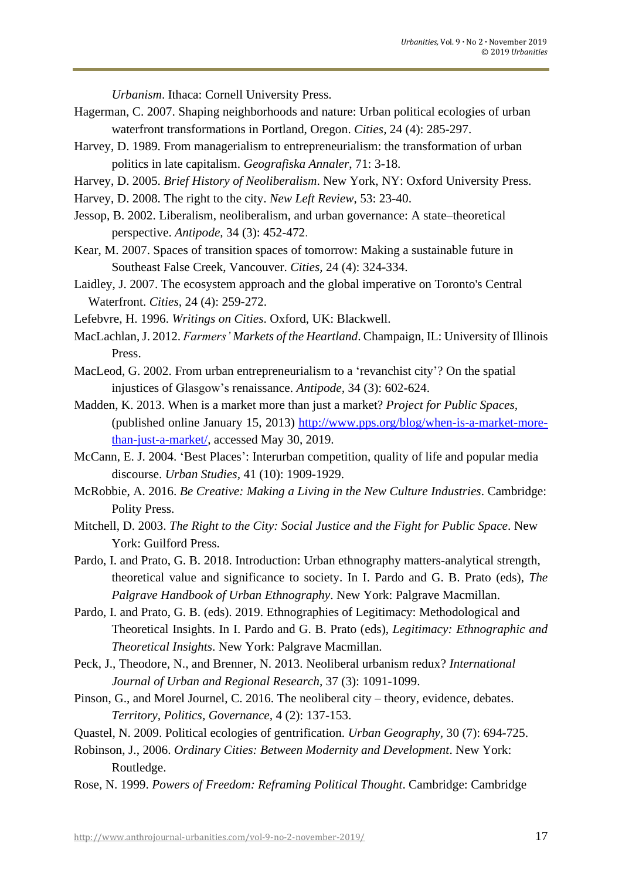*Urbanism*. Ithaca: Cornell University Press.

Hagerman, C. 2007. Shaping neighborhoods and nature: Urban political ecologies of urban waterfront transformations in Portland, Oregon. *Cities*, 24 (4): 285-297.

Harvey, D. 1989. From managerialism to entrepreneurialism: the transformation of urban politics in late capitalism. *Geografiska Annaler*, 71: 3-18.

Harvey, D. 2005. *Brief History of Neoliberalism*. New York, NY: Oxford University Press.

Harvey, D. 2008. The right to the city. *New Left Review*, 53: 23-40.

Jessop, B. 2002. Liberalism, neoliberalism, and urban governance: A state–theoretical perspective. *Antipode*, 34 (3): 452-472.

Kear, M. 2007. Spaces of transition spaces of tomorrow: Making a sustainable future in Southeast False Creek, Vancouver. *Cities*, 24 (4): 324-334.

Laidley, J. 2007. The ecosystem approach and the global imperative on Toronto's Central Waterfront. *Cities*, 24 (4): 259-272.

Lefebvre, H. 1996. *Writings on Cities*. Oxford, UK: Blackwell.

MacLachlan, J. 2012. *Farmers' Markets of the Heartland*. Champaign, IL: University of Illinois Press.

MacLeod, G. 2002. From urban entrepreneurialism to a 'revanchist city'? On the spatial injustices of Glasgow's renaissance. *Antipode*, 34 (3): 602-624.

Madden, K. 2013. When is a market more than just a market? *Project for Public Spaces*, (published online January 15, 2013) http://www.pps.org/blog/when-is-a-market-more-than-just-a-market/, accessed May 30, 2019.

McCann, E. J. 2004. 'Best Places': Interurban competition, quality of life and popular media discourse. *Urban Studies*, 41 (10): 1909-1929.

McRobbie, A. 2016. *Be Creative: Making a Living in the New Culture Industries*. Cambridge: Polity Press.

Mitchell, D. 2003. *The Right to the City: Social Justice and the Fight for Public Space*. New York: Guilford Press.

Pardo, I. and Prato, G. B. 2018. Introduction: Urban ethnography matters-analytical strength, theoretical value and significance to society. In I. Pardo and G. B. Prato (eds), *The Palgrave Handbook of Urban Ethnography*. New York: Palgrave Macmillan.

Pardo, I. and Prato, G. B. (eds). 2019. Ethnographies of Legitimacy: Methodological and Theoretical Insights. In I. Pardo and G. B. Prato (eds), *Legitimacy: Ethnographic and Theoretical Insights*. New York: Palgrave Macmillan.

Peck, J., Theodore, N., and Brenner, N. 2013. Neoliberal urbanism redux? *International Journal of Urban and Regional Research*, 37 (3): 1091-1099.

Pinson, G., and Morel Journel, C. 2016. The neoliberal city – theory, evidence, debates. *Territory, Politics, Governance*, 4 (2): 137-153.

Quastel, N. 2009. Political ecologies of gentrification. *Urban Geography*, 30 (7): 694-725.

Robinson, J., 2006. *Ordinary Cities: Between Modernity and Development*. New York: Routledge.

Rose, N. 1999. *Powers of Freedom: Reframing Political Thought*. Cambridge: Cambridge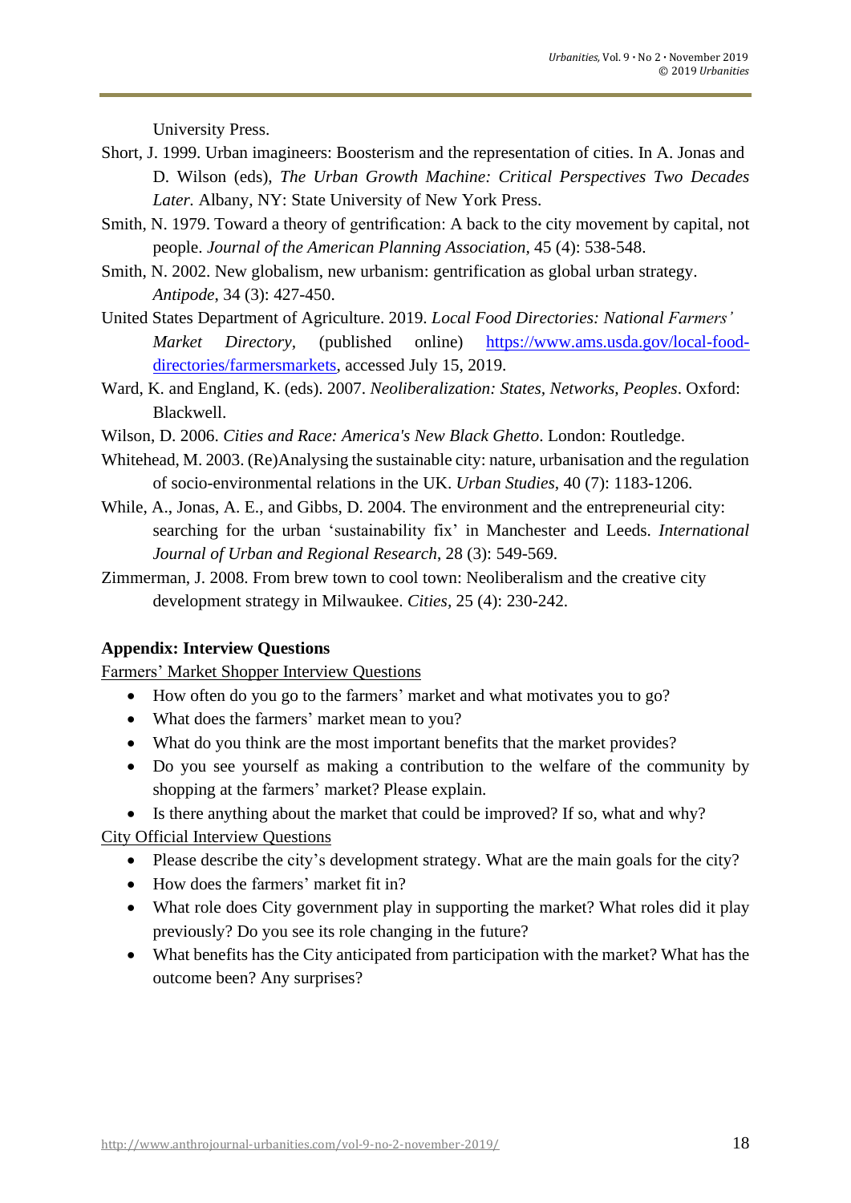University Press.

Short, J. 1999. Urban imagineers: Boosterism and the representation of cities. In A. Jonas and D. Wilson (eds), *The Urban Growth Machine: Critical Perspectives Two Decades Later.* Albany, NY: State University of New York Press.

Smith, N. 1979. Toward a theory of gentrification: A back to the city movement by capital, not people. *Journal of the American Planning Association*, 45 (4): 538-548.

Smith, N. 2002. New globalism, new urbanism: gentrification as global urban strategy. *Antipode*, 34 (3): 427-450.

United States Department of Agriculture. 2019. *Local Food Directories: National Farmers' Market Directory*, (published online) https://www.ams.usda.gov/local-food-directories/farmersmarkets, accessed July 15, 2019.

Ward, K. and England, K. (eds). 2007. *Neoliberalization: States, Networks, Peoples*. Oxford: Blackwell.

Wilson, D. 2006. *Cities and Race: America's New Black Ghetto*. London: Routledge.

Whitehead, M. 2003. (Re)Analysing the sustainable city: nature, urbanisation and the regulation of socio-environmental relations in the UK. *Urban Studies*, 40 (7): 1183-1206.

While, A., Jonas, A. E., and Gibbs, D. 2004. The environment and the entrepreneurial city: searching for the urban 'sustainability fix' in Manchester and Leeds. *International Journal of Urban and Regional Research*, 28 (3): 549-569.

Zimmerman, J. 2008. From brew town to cool town: Neoliberalism and the creative city development strategy in Milwaukee. *Cities*, 25 (4): 230-242.

**Appendix: Interview Questions**

Farmers' Market Shopper Interview Questions

- How often do you go to the farmers' market and what motivates you to go?
- What does the farmers' market mean to you?
- What do you think are the most important benefits that the market provides?
- Do you see yourself as making a contribution to the welfare of the community by shopping at the farmers' market? Please explain.
- Is there anything about the market that could be improved? If so, what and why?

City Official Interview Questions

- Please describe the city's development strategy. What are the main goals for the city?
- How does the farmers' market fit in?
- What role does City government play in supporting the market? What roles did it play previously? Do you see its role changing in the future?
- What benefits has the City anticipated from participation with the market? What has the outcome been? Any surprises?